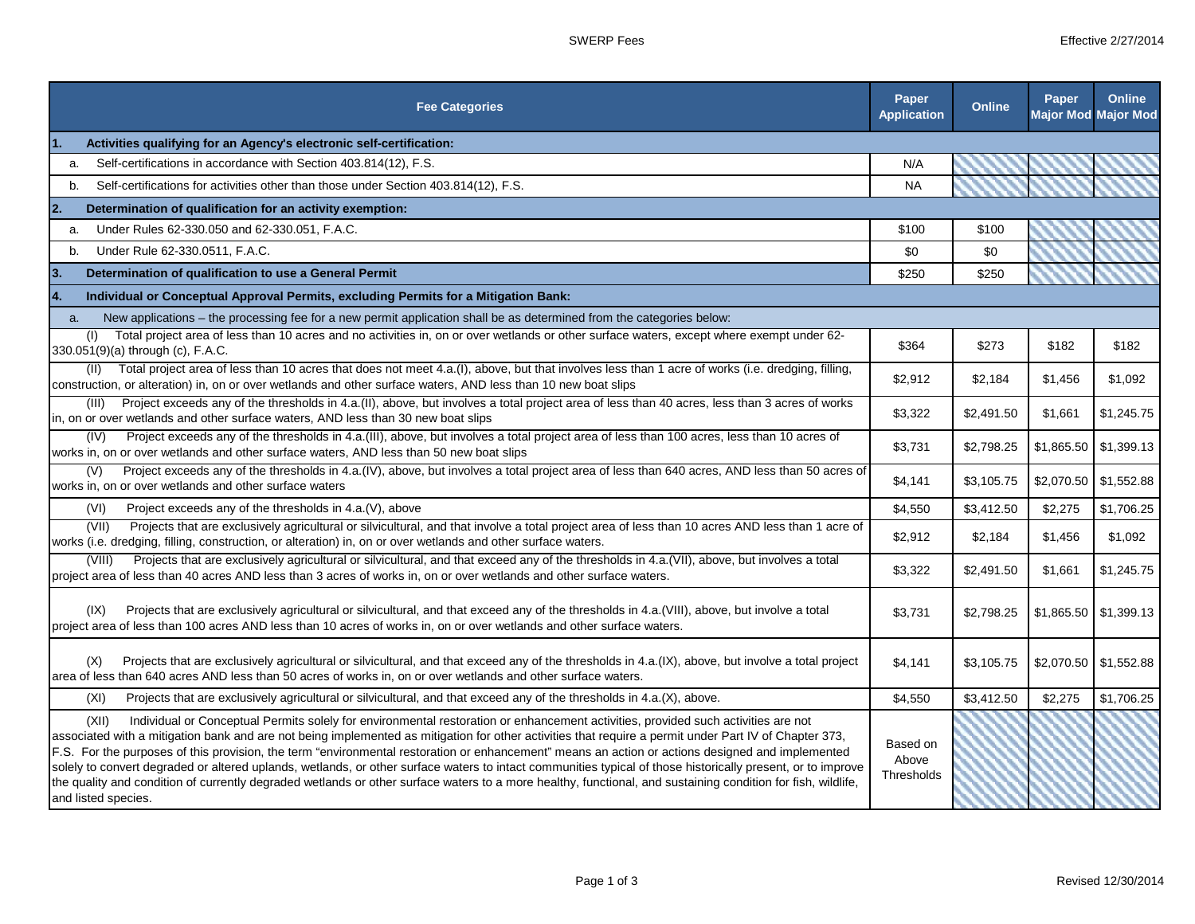SWERP Fees

Effective 2/27/2014

| Fee Categories | Paper Application | Online | Paper Major Mod | Online Major Mod |
|---|---|---|---|---|
| **1. Activities qualifying for an Agency's electronic self-certification:** | | | | |
| a. Self-certifications in accordance with Section 403.814(12), F.S. | N/A | | | |
| b. Self-certifications for activities other than those under Section 403.814(12), F.S. | NA | | | |
| **2. Determination of qualification for an activity exemption:** | | | | |
| a. Under Rules 62-330.050 and 62-330.051, F.A.C. | $100 | $100 | | |
| b. Under Rule 62-330.0511, F.A.C. | $0 | $0 | | |
| **3. Determination of qualification to use a General Permit** | $250 | $250 | | |
| **4. Individual or Conceptual Approval Permits, excluding Permits for a Mitigation Bank:** | | | | |
| a. New applications – the processing fee for a new permit application shall be as determined from the categories below: | | | | |
| (I) Total project area of less than 10 acres and no activities in, on or over wetlands or other surface waters, except where exempt under 62-330.051(9)(a) through (c), F.A.C. | $364 | $273 | $182 | $182 |
| (II) Total project area of less than 10 acres that does not meet 4.a.(I), above, but that involves less than 1 acre of works (i.e. dredging, filling, construction, or alteration) in, on or over wetlands and other surface waters, AND less than 10 new boat slips | $2,912 | $2,184 | $1,456 | $1,092 |
| (III) Project exceeds any of the thresholds in 4.a.(II), above, but involves a total project area of less than 40 acres, less than 3 acres of works in, on or over wetlands and other surface waters, AND less than 30 new boat slips | $3,322 | $2,491.50 | $1,661 | $1,245.75 |
| (IV) Project exceeds any of the thresholds in 4.a.(III), above, but involves a total project area of less than 100 acres, less than 10 acres of works in, on or over wetlands and other surface waters, AND less than 50 new boat slips | $3,731 | $2,798.25 | $1,865.50 | $1,399.13 |
| (V) Project exceeds any of the thresholds in 4.a.(IV), above, but involves a total project area of less than 640 acres, AND less than 50 acres of works in, on or over wetlands and other surface waters | $4,141 | $3,105.75 | $2,070.50 | $1,552.88 |
| (VI) Project exceeds any of the thresholds in 4.a.(V), above | $4,550 | $3,412.50 | $2,275 | $1,706.25 |
| (VII) Projects that are exclusively agricultural or silvicultural, and that involve a total project area of less than 10 acres AND less than 1 acre of works (i.e. dredging, filling, construction, or alteration) in, on or over wetlands and other surface waters. | $2,912 | $2,184 | $1,456 | $1,092 |
| (VIII) Projects that are exclusively agricultural or silvicultural, and that exceed any of the thresholds in 4.a.(VII), above, but involves a total project area of less than 40 acres AND less than 3 acres of works in, on or over wetlands and other surface waters. | $3,322 | $2,491.50 | $1,661 | $1,245.75 |
| (IX) Projects that are exclusively agricultural or silvicultural, and that exceed any of the thresholds in 4.a.(VIII), above, but involve a total project area of less than 100 acres AND less than 10 acres of works in, on or over wetlands and other surface waters. | $3,731 | $2,798.25 | $1,865.50 | $1,399.13 |
| (X) Projects that are exclusively agricultural or silvicultural, and that exceed any of the thresholds in 4.a.(IX), above, but involve a total project area of less than 640 acres AND less than 50 acres of works in, on or over wetlands and other surface waters. | $4,141 | $3,105.75 | $2,070.50 | $1,552.88 |
| (XI) Projects that are exclusively agricultural or silvicultural, and that exceed any of the thresholds in 4.a.(X), above. | $4,550 | $3,412.50 | $2,275 | $1,706.25 |
| (XII) Individual or Conceptual Permits solely for environmental restoration or enhancement activities, provided such activities are not associated with a mitigation bank and are not being implemented as mitigation for other activities that require a permit under Part IV of Chapter 373, F.S. For the purposes of this provision, the term "environmental restoration or enhancement" means an action or actions designed and implemented solely to convert degraded or altered uplands, wetlands, or other surface waters to intact communities typical of those historically present, or to improve the quality and condition of currently degraded wetlands or other surface waters to a more healthy, functional, and sustaining condition for fish, wildlife, and listed species. | Based on Above Thresholds | | | |

Revised 12/30/2014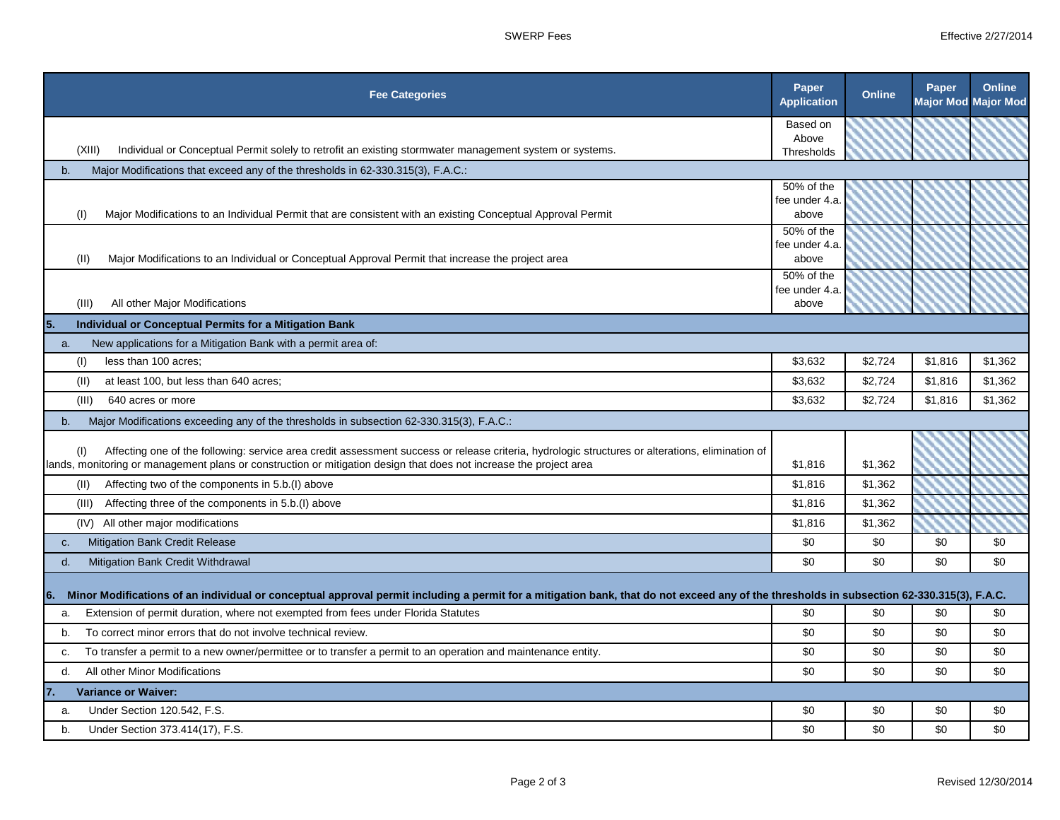| Fee Categories | Paper Application | Online | Paper Major Mod | Online Major Mod |
|---|---|---|---|---|
| (XIII) Individual or Conceptual Permit solely to retrofit an existing stormwater management system or systems. | Based on Above Thresholds | | | |
| b. Major Modifications that exceed any of the thresholds in 62-330.315(3), F.A.C.: | | | | |
| (I) Major Modifications to an Individual Permit that are consistent with an existing Conceptual Approval Permit | 50% of the fee under 4.a. above | | | |
| (II) Major Modifications to an Individual or Conceptual Approval Permit that increase the project area | 50% of the fee under 4.a. above | | | |
| (III) All other Major Modifications | 50% of the fee under 4.a. above | | | |
| **5. Individual or Conceptual Permits for a Mitigation Bank** | | | | |
| a. New applications for a Mitigation Bank with a permit area of: | | | | |
| (I) less than 100 acres; | $3,632 | $2,724 | $1,816 | $1,362 |
| (II) at least 100, but less than 640 acres; | $3,632 | $2,724 | $1,816 | $1,362 |
| (III) 640 acres or more | $3,632 | $2,724 | $1,816 | $1,362 |
| b. Major Modifications exceeding any of the thresholds in subsection 62-330.315(3), F.A.C.: | | | | |
| (I) Affecting one of the following: service area credit assessment success or release criteria, hydrologic structures or alterations, elimination of lands, monitoring or management plans or construction or mitigation design that does not increase the project area | $1,816 | $1,362 | | |
| (II) Affecting two of the components in 5.b.(I) above | $1,816 | $1,362 | | |
| (III) Affecting three of the components in 5.b.(I) above | $1,816 | $1,362 | | |
| (IV) All other major modifications | $1,816 | $1,362 | | |
| c. Mitigation Bank Credit Release | $0 | $0 | $0 | $0 |
| d. Mitigation Bank Credit Withdrawal | $0 | $0 | $0 | $0 |
| **6. Minor Modifications of an individual or conceptual approval permit including a permit for a mitigation bank, that do not exceed any of the thresholds in subsection 62-330.315(3), F.A.C.** | | | | |
| a. Extension of permit duration, where not exempted from fees under Florida Statutes | $0 | $0 | $0 | $0 |
| b. To correct minor errors that do not involve technical review. | $0 | $0 | $0 | $0 |
| c. To transfer a permit to a new owner/permittee or to transfer a permit to an operation and maintenance entity. | $0 | $0 | $0 | $0 |
| d. All other Minor Modifications | $0 | $0 | $0 | $0 |
| **7. Variance or Waiver:** | | | | |
| a. Under Section 120.542, F.S. | $0 | $0 | $0 | $0 |
| b. Under Section 373.414(17), F.S. | $0 | $0 | $0 | $0 |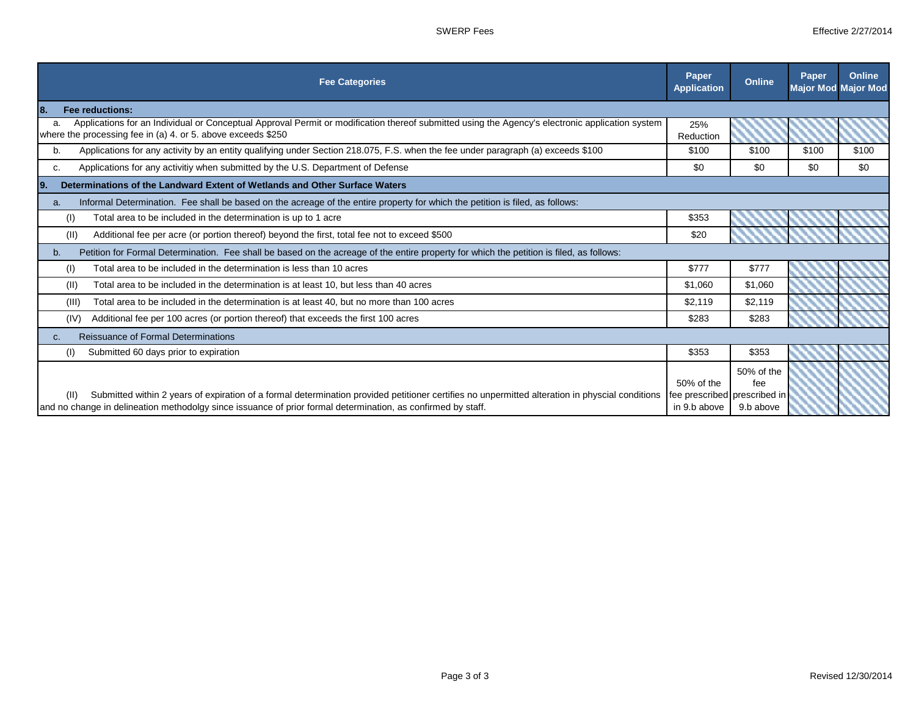| Fee Categories | Paper Application | Online | Paper Major Mod | Online Major Mod |
|---|---|---|---|---|
| **8. Fee reductions:** | | | | |
| a. Applications for an Individual or Conceptual Approval Permit or modification thereof submitted using the Agency's electronic application system where the processing fee in (a) 4. or 5. above exceeds $250 | 25% Reduction | | | |
| b. Applications for any activity by an entity qualifying under Section 218.075, F.S. when the fee under paragraph (a) exceeds $100 | $100 | $100 | $100 | $100 |
| c. Applications for any activitiy when submitted by the U.S. Department of Defense | $0 | $0 | $0 | $0 |
| **9. Determinations of the Landward Extent of Wetlands and Other Surface Waters** | | | | |
| a. Informal Determination. Fee shall be based on the acreage of the entire property for which the petition is filed, as follows: | | | | |
| (I) Total area to be included in the determination is up to 1 acre | $353 | | | |
| (II) Additional fee per acre (or portion thereof) beyond the first, total fee not to exceed $500 | $20 | | | |
| b. Petition for Formal Determination. Fee shall be based on the acreage of the entire property for which the petition is filed, as follows: | | | | |
| (I) Total area to be included in the determination is less than 10 acres | $777 | $777 | | |
| (II) Total area to be included in the determination is at least 10, but less than 40 acres | $1,060 | $1,060 | | |
| (III) Total area to be included in the determination is at least 40, but no more than 100 acres | $2,119 | $2,119 | | |
| (IV) Additional fee per 100 acres (or portion thereof) that exceeds the first 100 acres | $283 | $283 | | |
| c. Reissuance of Formal Determinations | | | | |
| (I) Submitted 60 days prior to expiration | $353 | $353 | | |
| (II) Submitted within 2 years of expiration of a formal determination provided petitioner certifies no unpermitted alteration in physcial conditions and no change in delineation methodolgy since issuance of prior formal determination, as confirmed by staff. | 50% of the fee prescribed in 9.b above | 50% of the fee prescribed in 9.b above | | |